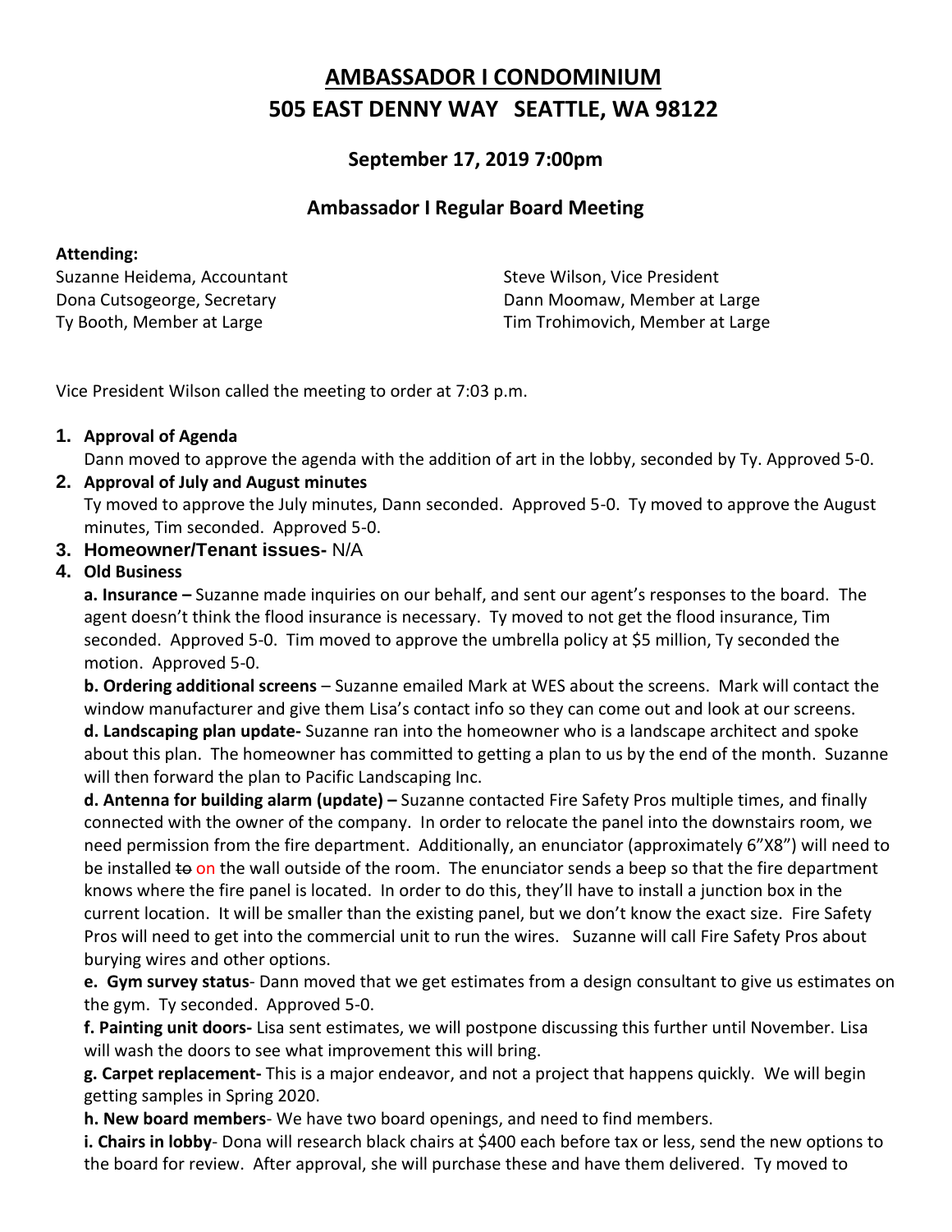# AMBASSADOR I CONDOMINIUM
# 505 EAST DENNY WAY   SEATTLE, WA 98122

### September 17, 2019 7:00pm

### Ambassador I Regular Board Meeting

**Attending:**

Suzanne Heidema, Accountant
Dona Cutsogeorge, Secretary
Ty Booth, Member at Large
Steve Wilson, Vice President
Dann Moomaw, Member at Large
Tim Trohimovich, Member at Large

Vice President Wilson called the meeting to order at 7:03 p.m.

1. **Approval of Agenda**
   Dann moved to approve the agenda with the addition of art in the lobby, seconded by Ty. Approved 5-0.
2. **Approval of July and August minutes**
   Ty moved to approve the July minutes, Dann seconded. Approved 5-0. Ty moved to approve the August minutes, Tim seconded. Approved 5-0.
3. **Homeowner/Tenant issues-** N/A
4. **Old Business**

   **a. Insurance –** Suzanne made inquiries on our behalf, and sent our agent's responses to the board. The agent doesn't think the flood insurance is necessary. Ty moved to not get the flood insurance, Tim seconded. Approved 5-0. Tim moved to approve the umbrella policy at $5 million, Ty seconded the motion. Approved 5-0.

   **b. Ordering additional screens** – Suzanne emailed Mark at WES about the screens. Mark will contact the window manufacturer and give them Lisa's contact info so they can come out and look at our screens.

   **d. Landscaping plan update-** Suzanne ran into the homeowner who is a landscape architect and spoke about this plan. The homeowner has committed to getting a plan to us by the end of the month. Suzanne will then forward the plan to Pacific Landscaping Inc.

   **d. Antenna for building alarm (update) –** Suzanne contacted Fire Safety Pros multiple times, and finally connected with the owner of the company. In order to relocate the panel into the downstairs room, we need permission from the fire department. Additionally, an enunciator (approximately 6"X8") will need to be installed ~~to~~ on the wall outside of the room. The enunciator sends a beep so that the fire department knows where the fire panel is located. In order to do this, they'll have to install a junction box in the current location. It will be smaller than the existing panel, but we don't know the exact size. Fire Safety Pros will need to get into the commercial unit to run the wires. Suzanne will call Fire Safety Pros about burying wires and other options.

   **e. Gym survey status**- Dann moved that we get estimates from a design consultant to give us estimates on the gym. Ty seconded. Approved 5-0.

   **f. Painting unit doors-** Lisa sent estimates, we will postpone discussing this further until November. Lisa will wash the doors to see what improvement this will bring.

   **g. Carpet replacement-** This is a major endeavor, and not a project that happens quickly. We will begin getting samples in Spring 2020.

   **h. New board members**- We have two board openings, and need to find members.

   **i. Chairs in lobby**- Dona will research black chairs at $400 each before tax or less, send the new options to the board for review. After approval, she will purchase these and have them delivered. Ty moved to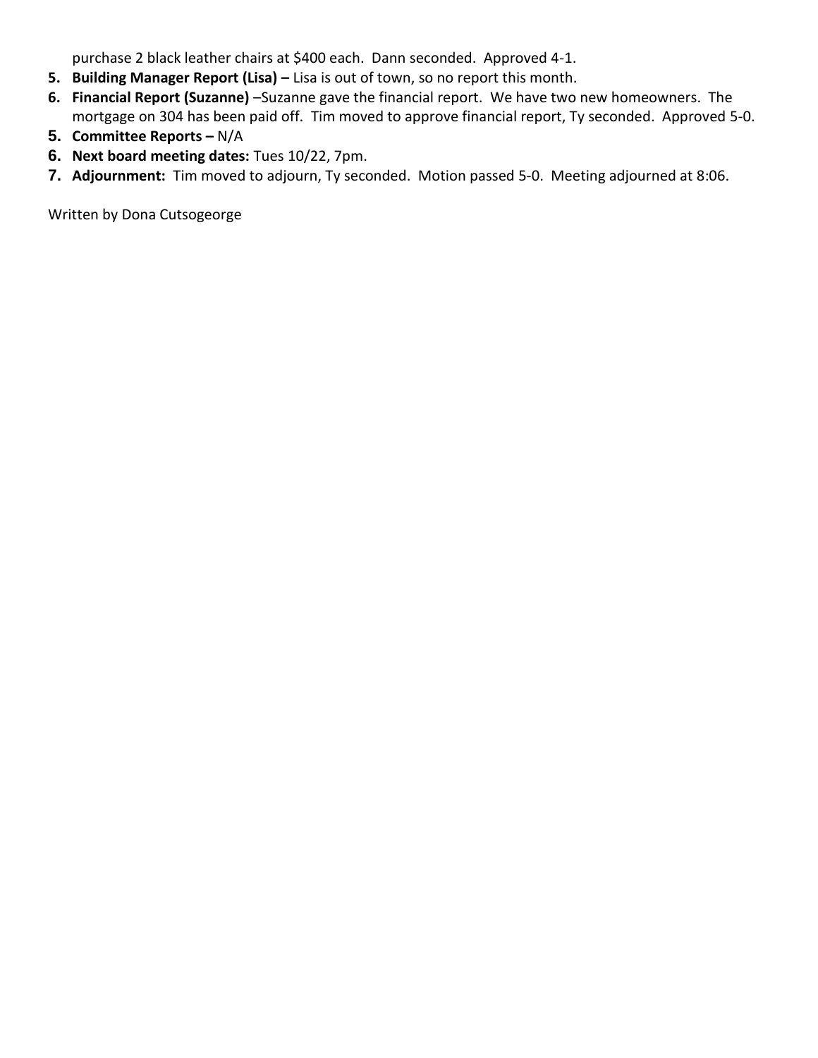purchase 2 black leather chairs at $400 each. Dann seconded. Approved 4-1.

5. **Building Manager Report (Lisa) –** Lisa is out of town, so no report this month.
6. **Financial Report (Suzanne)** –Suzanne gave the financial report. We have two new homeowners. The mortgage on 304 has been paid off. Tim moved to approve financial report, Ty seconded. Approved 5-0.
5. **Committee Reports –** N/A
6. **Next board meeting dates:** Tues 10/22, 7pm.
7. **Adjournment:** Tim moved to adjourn, Ty seconded. Motion passed 5-0. Meeting adjourned at 8:06.

Written by Dona Cutsogeorge